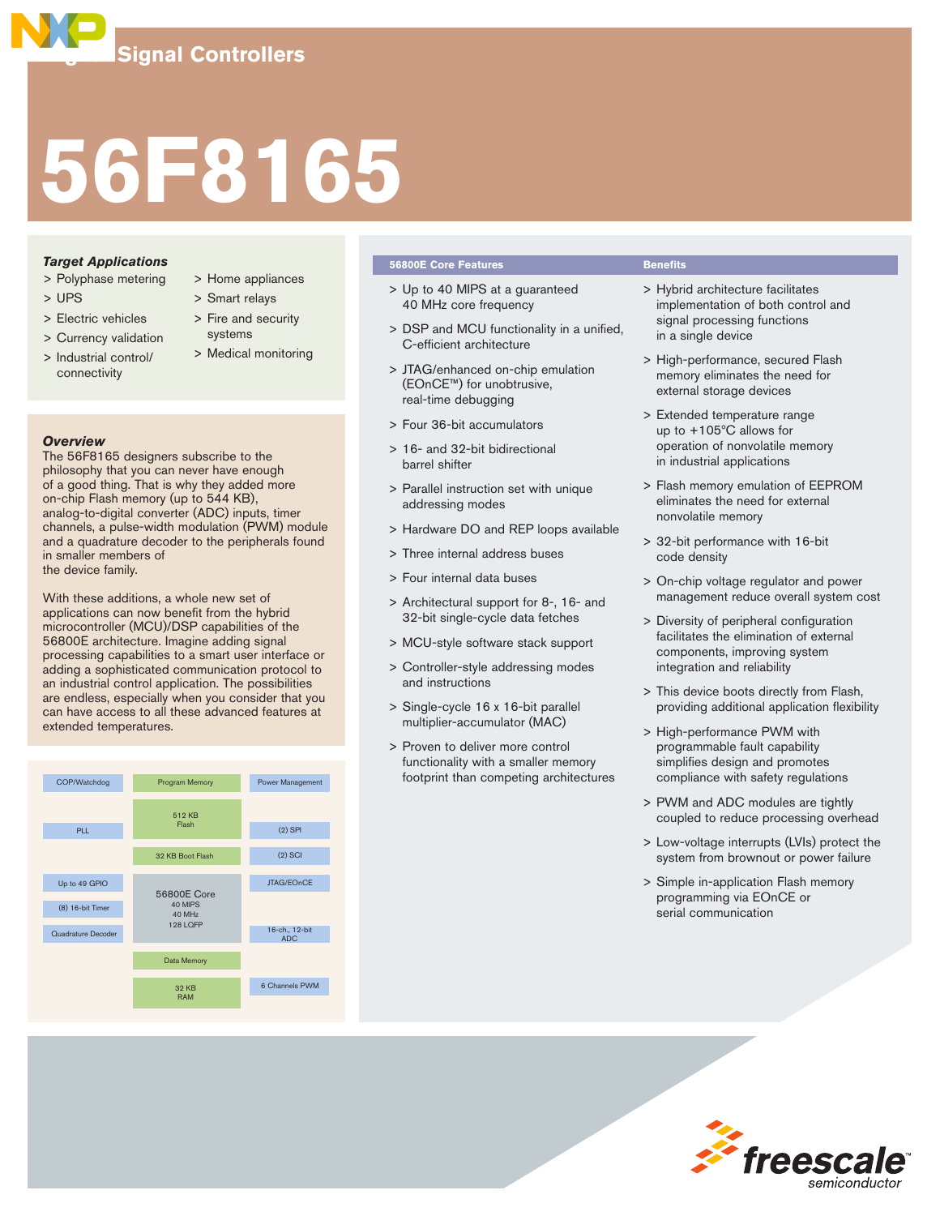# Digital Signal Controllers

# 56F8165

### Target Applications

- Polyphase metering
- UPS
- Electric vehicles
- Currency validation
- Industrial control/ connectivity
- Home appliances
- Smart relays
- Fire and security systems
- Medical monitoring

### Overview

The 56F8165 designers subscribe to the philosophy that you can never have enough of a good thing. That is why they added more on-chip Flash memory (up to 544 KB), analog-to-digital converter (ADC) inputs, timer channels, a pulse-width modulation (PWM) module and a quadrature decoder to the peripherals found in smaller members of the device family.

With these additions, a whole new set of applications can now benefit from the hybrid microcontroller (MCU)/DSP capabilities of the 56800E architecture. Imagine adding signal processing capabilities to a smart user interface or adding a sophisticated communication protocol to an industrial control application. The possibilities are endless, especially when you consider that you can have access to all these advanced features at extended temperatures.

COP/Watchdog | Program Memory | Power Management
512 KB Flash
PLL | (2) SPI
32 KB Boot Flash | (2) SCI
Up to 49 GPIO | JTAG/EOnCE
(8) 16-bit Timer | 56800E Core, 40 MIPS, 40 MHz, 128 LQFP
Quadrature Decoder | 16-ch., 12-bit ADC
Data Memory
32 KB RAM | 6 Channels PWM

### 56800E Core Features

- Up to 40 MIPS at a guaranteed 40 MHz core frequency
- DSP and MCU functionality in a unified, C-efficient architecture
- JTAG/enhanced on-chip emulation (EOnCE™) for unobtrusive, real-time debugging
- Four 36-bit accumulators
- 16- and 32-bit bidirectional barrel shifter
- Parallel instruction set with unique addressing modes
- Hardware DO and REP loops available
- Three internal address buses
- Four internal data buses
- Architectural support for 8-, 16- and 32-bit single-cycle data fetches
- MCU-style software stack support
- Controller-style addressing modes and instructions
- Single-cycle 16 x 16-bit parallel multiplier-accumulator (MAC)
- Proven to deliver more control functionality with a smaller memory footprint than competing architectures

### Benefits

- Hybrid architecture facilitates implementation of both control and signal processing functions in a single device
- High-performance, secured Flash memory eliminates the need for external storage devices
- Extended temperature range up to +105°C allows for operation of nonvolatile memory in industrial applications
- Flash memory emulation of EEPROM eliminates the need for external nonvolatile memory
- 32-bit performance with 16-bit code density
- On-chip voltage regulator and power management reduce overall system cost
- Diversity of peripheral configuration facilitates the elimination of external components, improving system integration and reliability
- This device boots directly from Flash, providing additional application flexibility
- High-performance PWM with programmable fault capability simplifies design and promotes compliance with safety regulations
- PWM and ADC modules are tightly coupled to reduce processing overhead
- Low-voltage interrupts (LVIs) protect the system from brownout or power failure
- Simple in-application Flash memory programming via EOnCE or serial communication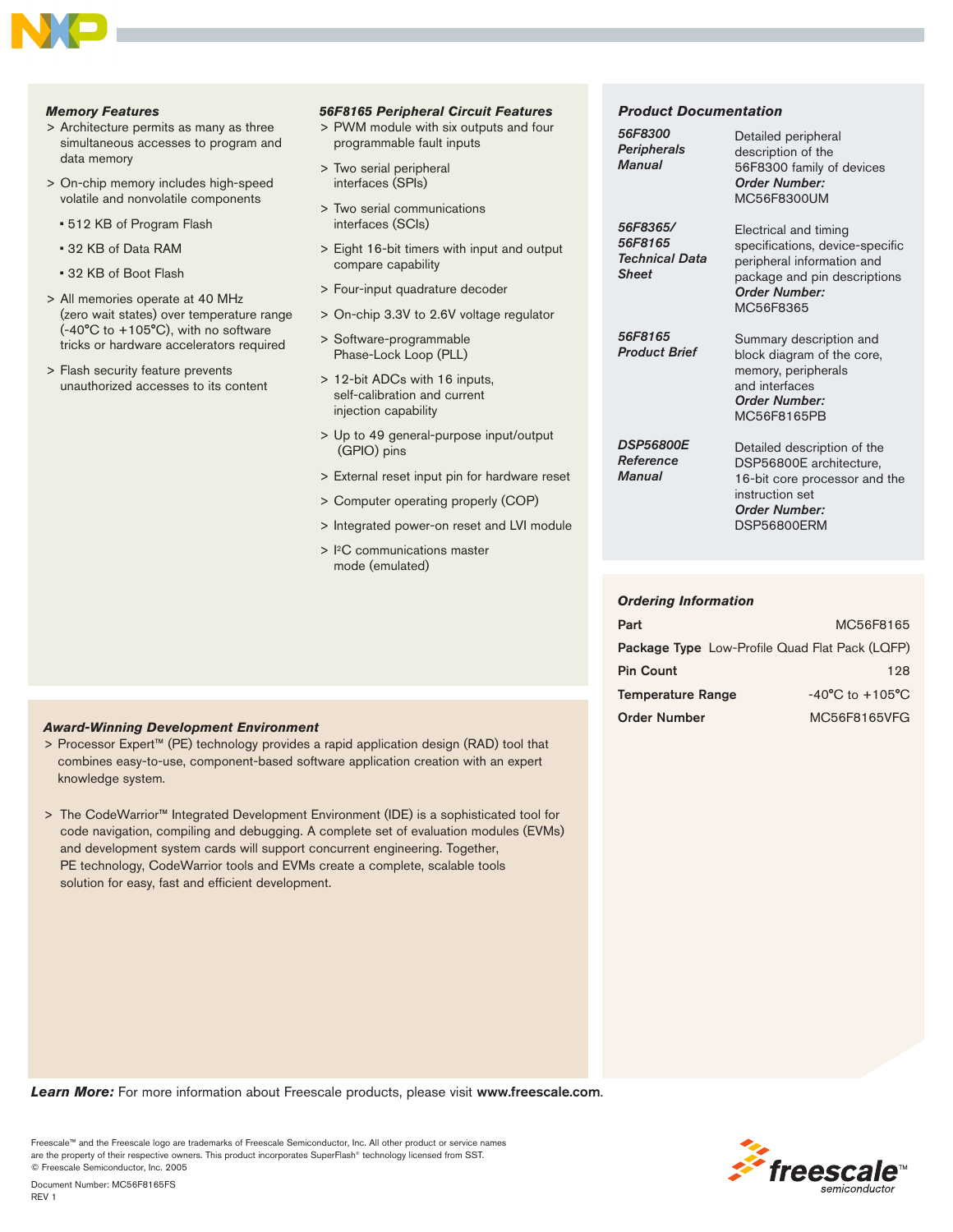### Memory Features

- Architecture permits as many as three simultaneous accesses to program and data memory
- On-chip memory includes high-speed volatile and nonvolatile components
  - 512 KB of Program Flash
  - 32 KB of Data RAM
  - 32 KB of Boot Flash
- All memories operate at 40 MHz (zero wait states) over temperature range (-40°C to +105°C), with no software tricks or hardware accelerators required
- Flash security feature prevents unauthorized accesses to its content

### 56F8165 Peripheral Circuit Features

- PWM module with six outputs and four programmable fault inputs
- Two serial peripheral interfaces (SPIs)
- Two serial communications interfaces (SCIs)
- Eight 16-bit timers with input and output compare capability
- Four-input quadrature decoder
- On-chip 3.3V to 2.6V voltage regulator
- Software-programmable Phase-Lock Loop (PLL)
- 12-bit ADCs with 16 inputs, self-calibration and current injection capability
- Up to 49 general-purpose input/output (GPIO) pins
- External reset input pin for hardware reset
- Computer operating properly (COP)
- Integrated power-on reset and LVI module
- I²C communications master mode (emulated)

### Award-Winning Development Environment

- Processor Expert™ (PE) technology provides a rapid application design (RAD) tool that combines easy-to-use, component-based software application creation with an expert knowledge system.
- The CodeWarrior™ Integrated Development Environment (IDE) is a sophisticated tool for code navigation, compiling and debugging. A complete set of evaluation modules (EVMs) and development system cards will support concurrent engineering. Together, PE technology, CodeWarrior tools and EVMs create a complete, scalable tools solution for easy, fast and efficient development.

### Product Documentation

| | |
|---|---|
| ***56F8300 Peripherals Manual*** | Detailed peripheral description of the 56F8300 family of devices ***Order Number:*** MC56F8300UM |
| ***56F8365/ 56F8165 Technical Data Sheet*** | Electrical and timing specifications, device-specific peripheral information and package and pin descriptions ***Order Number:*** MC56F8365 |
| ***56F8165 Product Brief*** | Summary description and block diagram of the core, memory, peripherals and interfaces ***Order Number:*** MC56F8165PB |
| ***DSP56800E Reference Manual*** | Detailed description of the DSP56800E architecture, 16-bit core processor and the instruction set ***Order Number:*** DSP56800ERM |

### Ordering Information

| | |
|---|---|
| **Part** | MC56F8165 |
| **Package Type** | Low-Profile Quad Flat Pack (LQFP) |
| **Pin Count** | 128 |
| **Temperature Range** | -40°C to +105°C |
| **Order Number** | MC56F8165VFG |

***Learn More:*** For more information about Freescale products, please visit **www.freescale.com**.

Freescale™ and the Freescale logo are trademarks of Freescale Semiconductor, Inc. All other product or service names are the property of their respective owners. This product incorporates SuperFlash® technology licensed from SST.
© Freescale Semiconductor, Inc. 2005

Document Number: MC56F8165FS
REV 1